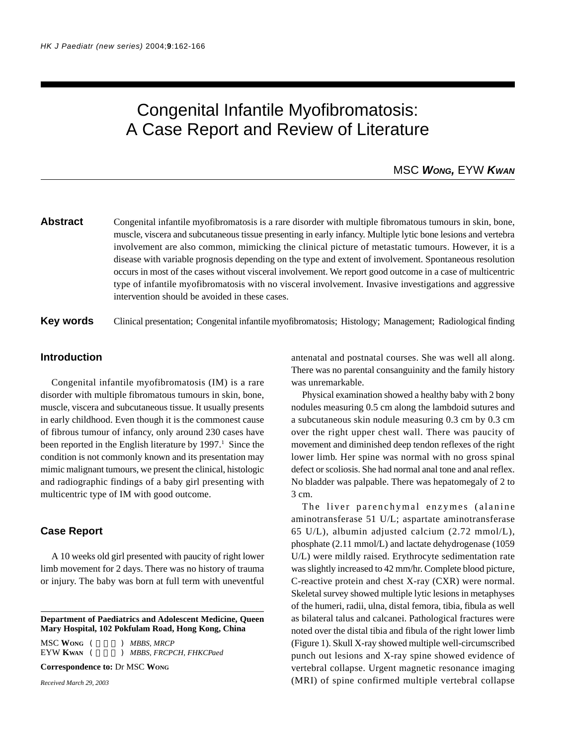# Congenital Infantile Myofibromatosis: A Case Report and Review of Literature

MSC ***Wong***, EYW ***Kwan***

**Abstract** Congenital infantile myofibromatosis is a rare disorder with multiple fibromatous tumours in skin, bone, muscle, viscera and subcutaneous tissue presenting in early infancy. Multiple lytic bone lesions and vertebra involvement are also common, mimicking the clinical picture of metastatic tumours. However, it is a disease with variable prognosis depending on the type and extent of involvement. Spontaneous resolution occurs in most of the cases without visceral involvement. We report good outcome in a case of multicentric type of infantile myofibromatosis with no visceral involvement. Invasive investigations and aggressive intervention should be avoided in these cases.

**Key words** Clinical presentation; Congenital infantile myofibromatosis; Histology; Management; Radiological finding

## Introduction

Congenital infantile myofibromatosis (IM) is a rare disorder with multiple fibromatous tumours in skin, bone, muscle, viscera and subcutaneous tissue. It usually presents in early childhood. Even though it is the commonest cause of fibrous tumour of infancy, only around 230 cases have been reported in the English literature by 1997.[1] Since the condition is not commonly known and its presentation may mimic malignant tumours, we present the clinical, histologic and radiographic findings of a baby girl presenting with multicentric type of IM with good outcome.

## Case Report

A 10 weeks old girl presented with paucity of right lower limb movement for 2 days. There was no history of trauma or injury. The baby was born at full term with uneventful antenatal and postnatal courses. She was well all along. There was no parental consanguinity and the family history was unremarkable.

Physical examination showed a healthy baby with 2 bony nodules measuring 0.5 cm along the lambdoid sutures and a subcutaneous skin nodule measuring 0.3 cm by 0.3 cm over the right upper chest wall. There was paucity of movement and diminished deep tendon reflexes of the right lower limb. Her spine was normal with no gross spinal defect or scoliosis. She had normal anal tone and anal reflex. No bladder was palpable. There was hepatomegaly of 2 to 3 cm.

The liver parenchymal enzymes (alanine aminotransferase 51 U/L; aspartate aminotransferase 65 U/L), albumin adjusted calcium (2.72 mmol/L), phosphate (2.11 mmol/L) and lactate dehydrogenase (1059 U/L) were mildly raised. Erythrocyte sedimentation rate was slightly increased to 42 mm/hr. Complete blood picture, C-reactive protein and chest X-ray (CXR) were normal. Skeletal survey showed multiple lytic lesions in metaphyses of the humeri, radii, ulna, distal femora, tibia, fibula as well as bilateral talus and calcanei. Pathological fractures were noted over the distal tibia and fibula of the right lower limb (Figure 1). Skull X-ray showed multiple well-circumscribed punch out lesions and X-ray spine showed evidence of vertebral collapse. Urgent magnetic resonance imaging (MRI) of spine confirmed multiple vertebral collapse

---

**Department of Paediatrics and Adolescent Medicine, Queen Mary Hospital, 102 Pokfulam Road, Hong Kong, China**

MSC **Wong** ( 　　 ) *MBBS, MRCP*
EYW **Kwan** ( 　　 ) *MBBS, FRCPCH, FHKCPaed*

**Correspondence to:** Dr MSC **Wong**

*Received March 29, 2003*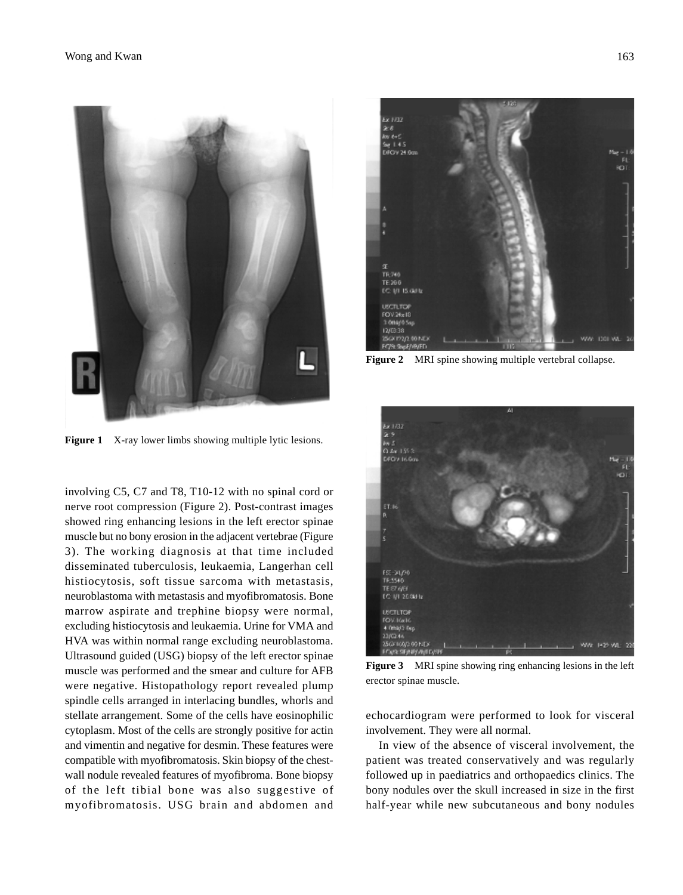Figure 1 X-ray lower limbs showing multiple lytic lesions.

Figure 2 MRI spine showing multiple vertebral collapse.

Figure 3 MRI spine showing ring enhancing lesions in the left erector spinae muscle.

involving C5, C7 and T8, T10-12 with no spinal cord or nerve root compression (Figure 2). Post-contrast images showed ring enhancing lesions in the left erector spinae muscle but no bony erosion in the adjacent vertebrae (Figure 3). The working diagnosis at that time included disseminated tuberculosis, leukaemia, Langerhan cell histiocytosis, soft tissue sarcoma with metastasis, neuroblastoma with metastasis and myofibromatosis. Bone marrow aspirate and trephine biopsy were normal, excluding histiocytosis and leukaemia. Urine for VMA and HVA was within normal range excluding neuroblastoma. Ultrasound guided (USG) biopsy of the left erector spinae muscle was performed and the smear and culture for AFB were negative. Histopathology report revealed plump spindle cells arranged in interlacing bundles, whorls and stellate arrangement. Some of the cells have eosinophilic cytoplasm. Most of the cells are strongly positive for actin and vimentin and negative for desmin. These features were compatible with myofibromatosis. Skin biopsy of the chest-wall nodule revealed features of myofibroma. Bone biopsy of the left tibial bone was also suggestive of myofibromatosis. USG brain and abdomen and echocardiogram were performed to look for visceral involvement. They were all normal.

In view of the absence of visceral involvement, the patient was treated conservatively and was regularly followed up in paediatrics and orthopaedics clinics. The bony nodules over the skull increased in size in the first half-year while new subcutaneous and bony nodules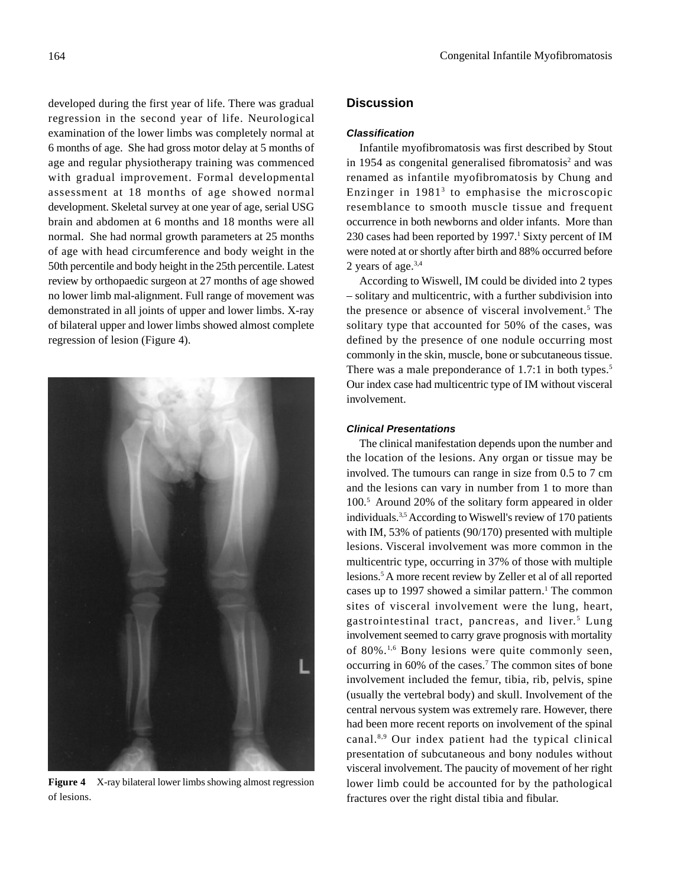developed during the first year of life. There was gradual regression in the second year of life. Neurological examination of the lower limbs was completely normal at 6 months of age. She had gross motor delay at 5 months of age and regular physiotherapy training was commenced with gradual improvement. Formal developmental assessment at 18 months of age showed normal development. Skeletal survey at one year of age, serial USG brain and abdomen at 6 months and 18 months were all normal. She had normal growth parameters at 25 months of age with head circumference and body weight in the 50th percentile and body height in the 25th percentile. Latest review by orthopaedic surgeon at 27 months of age showed no lower limb mal-alignment. Full range of movement was demonstrated in all joints of upper and lower limbs. X-ray of bilateral upper and lower limbs showed almost complete regression of lesion (Figure 4).

**Figure 4** X-ray bilateral lower limbs showing almost regression of lesions.

## Discussion

### *Classification*

Infantile myofibromatosis was first described by Stout in 1954 as congenital generalised fibromatosis[2] and was renamed as infantile myofibromatosis by Chung and Enzinger in 1981[3] to emphasise the microscopic resemblance to smooth muscle tissue and frequent occurrence in both newborns and older infants. More than 230 cases had been reported by 1997.[1] Sixty percent of IM were noted at or shortly after birth and 88% occurred before 2 years of age.[3,4]

According to Wiswell, IM could be divided into 2 types – solitary and multicentric, with a further subdivision into the presence or absence of visceral involvement.[5] The solitary type that accounted for 50% of the cases, was defined by the presence of one nodule occurring most commonly in the skin, muscle, bone or subcutaneous tissue. There was a male preponderance of 1.7:1 in both types.[5] Our index case had multicentric type of IM without visceral involvement.

### *Clinical Presentations*

The clinical manifestation depends upon the number and the location of the lesions. Any organ or tissue may be involved. The tumours can range in size from 0.5 to 7 cm and the lesions can vary in number from 1 to more than 100.[5] Around 20% of the solitary form appeared in older individuals.[3,5] According to Wiswell's review of 170 patients with IM, 53% of patients (90/170) presented with multiple lesions. Visceral involvement was more common in the multicentric type, occurring in 37% of those with multiple lesions.[5] A more recent review by Zeller et al of all reported cases up to 1997 showed a similar pattern.[1] The common sites of visceral involvement were the lung, heart, gastrointestinal tract, pancreas, and liver.[5] Lung involvement seemed to carry grave prognosis with mortality of 80%.[1,6] Bony lesions were quite commonly seen, occurring in 60% of the cases.[7] The common sites of bone involvement included the femur, tibia, rib, pelvis, spine (usually the vertebral body) and skull. Involvement of the central nervous system was extremely rare. However, there had been more recent reports on involvement of the spinal canal.[8,9] Our index patient had the typical clinical presentation of subcutaneous and bony nodules without visceral involvement. The paucity of movement of her right lower limb could be accounted for by the pathological fractures over the right distal tibia and fibular.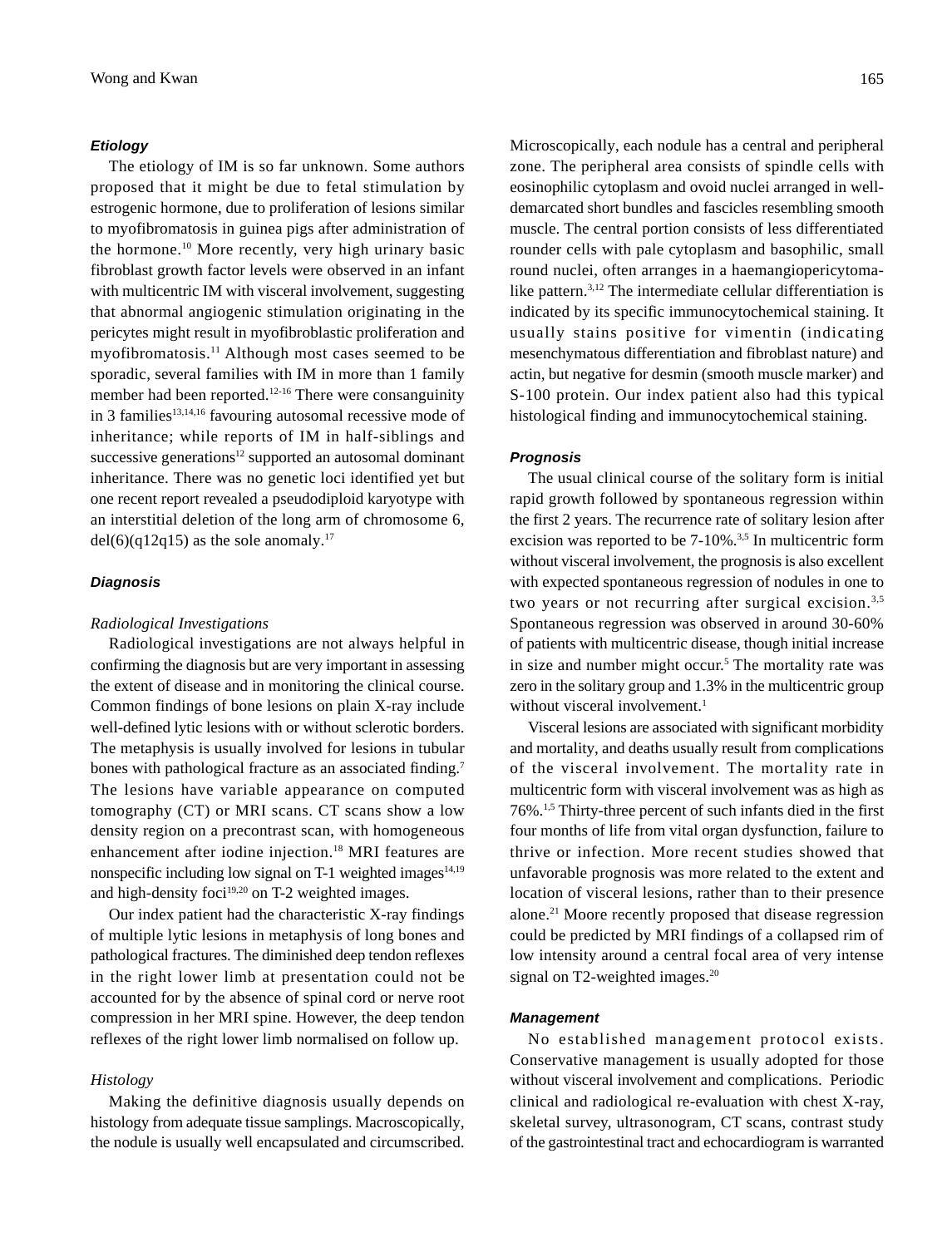### Etiology

The etiology of IM is so far unknown. Some authors proposed that it might be due to fetal stimulation by estrogenic hormone, due to proliferation of lesions similar to myofibromatosis in guinea pigs after administration of the hormone.[10] More recently, very high urinary basic fibroblast growth factor levels were observed in an infant with multicentric IM with visceral involvement, suggesting that abnormal angiogenic stimulation originating in the pericytes might result in myofibroblastic proliferation and myofibromatosis.[11] Although most cases seemed to be sporadic, several families with IM in more than 1 family member had been reported.[12-16] There were consanguinity in 3 families[13,14,16] favouring autosomal recessive mode of inheritance; while reports of IM in half-siblings and successive generations[12] supported an autosomal dominant inheritance. There was no genetic loci identified yet but one recent report revealed a pseudodiploid karyotype with an interstitial deletion of the long arm of chromosome 6, del(6)(q12q15) as the sole anomaly.[17]

### Diagnosis

*Radiological Investigations*

Radiological investigations are not always helpful in confirming the diagnosis but are very important in assessing the extent of disease and in monitoring the clinical course. Common findings of bone lesions on plain X-ray include well-defined lytic lesions with or without sclerotic borders. The metaphysis is usually involved for lesions in tubular bones with pathological fracture as an associated finding.[7] The lesions have variable appearance on computed tomography (CT) or MRI scans. CT scans show a low density region on a precontrast scan, with homogeneous enhancement after iodine injection.[18] MRI features are nonspecific including low signal on T-1 weighted images[14,19] and high-density foci[19,20] on T-2 weighted images.

Our index patient had the characteristic X-ray findings of multiple lytic lesions in metaphysis of long bones and pathological fractures. The diminished deep tendon reflexes in the right lower limb at presentation could not be accounted for by the absence of spinal cord or nerve root compression in her MRI spine. However, the deep tendon reflexes of the right lower limb normalised on follow up.

*Histology*

Making the definitive diagnosis usually depends on histology from adequate tissue samplings. Macroscopically, the nodule is usually well encapsulated and circumscribed. Microscopically, each nodule has a central and peripheral zone. The peripheral area consists of spindle cells with eosinophilic cytoplasm and ovoid nuclei arranged in well-demarcated short bundles and fascicles resembling smooth muscle. The central portion consists of less differentiated rounder cells with pale cytoplasm and basophilic, small round nuclei, often arranges in a haemangiopericytoma-like pattern.[3,12] The intermediate cellular differentiation is indicated by its specific immunocytochemical staining. It usually stains positive for vimentin (indicating mesenchymatous differentiation and fibroblast nature) and actin, but negative for desmin (smooth muscle marker) and S-100 protein. Our index patient also had this typical histological finding and immunocytochemical staining.

### Prognosis

The usual clinical course of the solitary form is initial rapid growth followed by spontaneous regression within the first 2 years. The recurrence rate of solitary lesion after excision was reported to be 7-10%.[3,5] In multicentric form without visceral involvement, the prognosis is also excellent with expected spontaneous regression of nodules in one to two years or not recurring after surgical excision.[3,5] Spontaneous regression was observed in around 30-60% of patients with multicentric disease, though initial increase in size and number might occur.[5] The mortality rate was zero in the solitary group and 1.3% in the multicentric group without visceral involvement.[1]

Visceral lesions are associated with significant morbidity and mortality, and deaths usually result from complications of the visceral involvement. The mortality rate in multicentric form with visceral involvement was as high as 76%.[1,5] Thirty-three percent of such infants died in the first four months of life from vital organ dysfunction, failure to thrive or infection. More recent studies showed that unfavorable prognosis was more related to the extent and location of visceral lesions, rather than to their presence alone.[21] Moore recently proposed that disease regression could be predicted by MRI findings of a collapsed rim of low intensity around a central focal area of very intense signal on T2-weighted images.[20]

### Management

No established management protocol exists. Conservative management is usually adopted for those without visceral involvement and complications. Periodic clinical and radiological re-evaluation with chest X-ray, skeletal survey, ultrasonogram, CT scans, contrast study of the gastrointestinal tract and echocardiogram is warranted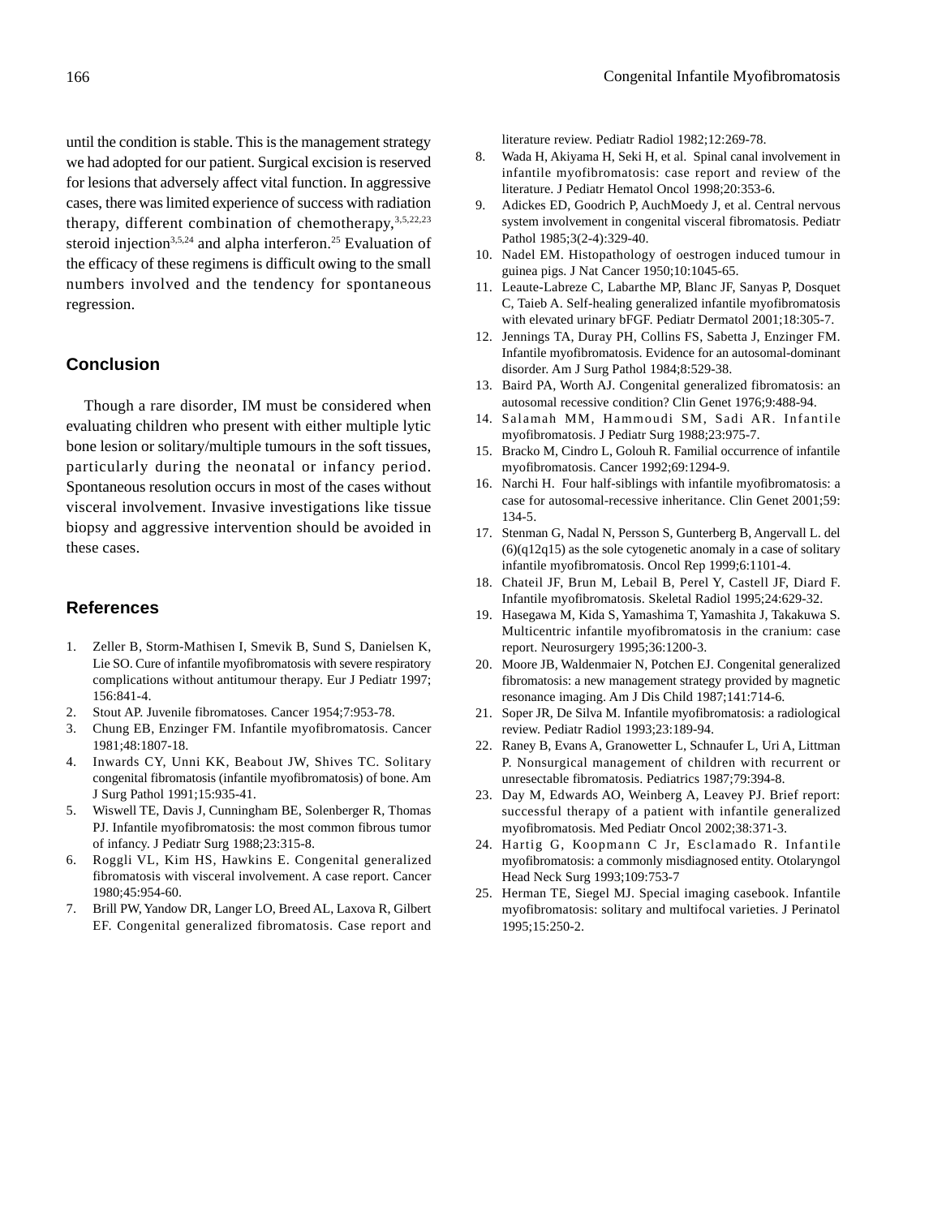until the condition is stable. This is the management strategy we had adopted for our patient. Surgical excision is reserved for lesions that adversely affect vital function. In aggressive cases, there was limited experience of success with radiation therapy, different combination of chemotherapy,[3,5,22,23] steroid injection[3,5,24] and alpha interferon.[25] Evaluation of the efficacy of these regimens is difficult owing to the small numbers involved and the tendency for spontaneous regression.

## Conclusion

Though a rare disorder, IM must be considered when evaluating children who present with either multiple lytic bone lesion or solitary/multiple tumours in the soft tissues, particularly during the neonatal or infancy period. Spontaneous resolution occurs in most of the cases without visceral involvement. Invasive investigations like tissue biopsy and aggressive intervention should be avoided in these cases.

## References

1. Zeller B, Storm-Mathisen I, Smevik B, Sund S, Danielsen K, Lie SO. Cure of infantile myofibromatosis with severe respiratory complications without antitumour therapy. Eur J Pediatr 1997; 156:841-4.
2. Stout AP. Juvenile fibromatoses. Cancer 1954;7:953-78.
3. Chung EB, Enzinger FM. Infantile myofibromatosis. Cancer 1981;48:1807-18.
4. Inwards CY, Unni KK, Beabout JW, Shives TC. Solitary congenital fibromatosis (infantile myofibromatosis) of bone. Am J Surg Pathol 1991;15:935-41.
5. Wiswell TE, Davis J, Cunningham BE, Solenberger R, Thomas PJ. Infantile myofibromatosis: the most common fibrous tumor of infancy. J Pediatr Surg 1988;23:315-8.
6. Roggli VL, Kim HS, Hawkins E. Congenital generalized fibromatosis with visceral involvement. A case report. Cancer 1980;45:954-60.
7. Brill PW, Yandow DR, Langer LO, Breed AL, Laxova R, Gilbert EF. Congenital generalized fibromatosis. Case report and literature review. Pediatr Radiol 1982;12:269-78.
8. Wada H, Akiyama H, Seki H, et al. Spinal canal involvement in infantile myofibromatosis: case report and review of the literature. J Pediatr Hematol Oncol 1998;20:353-6.
9. Adickes ED, Goodrich P, AuchMoedy J, et al. Central nervous system involvement in congenital visceral fibromatosis. Pediatr Pathol 1985;3(2-4):329-40.
10. Nadel EM. Histopathology of oestrogen induced tumour in guinea pigs. J Nat Cancer 1950;10:1045-65.
11. Leaute-Labreze C, Labarthe MP, Blanc JF, Sanyas P, Dosquet C, Taieb A. Self-healing generalized infantile myofibromatosis with elevated urinary bFGF. Pediatr Dermatol 2001;18:305-7.
12. Jennings TA, Duray PH, Collins FS, Sabetta J, Enzinger FM. Infantile myofibromatosis. Evidence for an autosomal-dominant disorder. Am J Surg Pathol 1984;8:529-38.
13. Baird PA, Worth AJ. Congenital generalized fibromatosis: an autosomal recessive condition? Clin Genet 1976;9:488-94.
14. Salamah MM, Hammoudi SM, Sadi AR. Infantile myofibromatosis. J Pediatr Surg 1988;23:975-7.
15. Bracko M, Cindro L, Golouh R. Familial occurrence of infantile myofibromatosis. Cancer 1992;69:1294-9.
16. Narchi H. Four half-siblings with infantile myofibromatosis: a case for autosomal-recessive inheritance. Clin Genet 2001;59: 134-5.
17. Stenman G, Nadal N, Persson S, Gunterberg B, Angervall L. del (6)(q12q15) as the sole cytogenetic anomaly in a case of solitary infantile myofibromatosis. Oncol Rep 1999;6:1101-4.
18. Chateil JF, Brun M, Lebail B, Perel Y, Castell JF, Diard F. Infantile myofibromatosis. Skeletal Radiol 1995;24:629-32.
19. Hasegawa M, Kida S, Yamashima T, Yamashita J, Takakuwa S. Multicentric infantile myofibromatosis in the cranium: case report. Neurosurgery 1995;36:1200-3.
20. Moore JB, Waldenmaier N, Potchen EJ. Congenital generalized fibromatosis: a new management strategy provided by magnetic resonance imaging. Am J Dis Child 1987;141:714-6.
21. Soper JR, De Silva M. Infantile myofibromatosis: a radiological review. Pediatr Radiol 1993;23:189-94.
22. Raney B, Evans A, Granowetter L, Schnaufer L, Uri A, Littman P. Nonsurgical management of children with recurrent or unresectable fibromatosis. Pediatrics 1987;79:394-8.
23. Day M, Edwards AO, Weinberg A, Leavey PJ. Brief report: successful therapy of a patient with infantile generalized myofibromatosis. Med Pediatr Oncol 2002;38:371-3.
24. Hartig G, Koopmann C Jr, Esclamado R. Infantile myofibromatosis: a commonly misdiagnosed entity. Otolaryngol Head Neck Surg 1993;109:753-7
25. Herman TE, Siegel MJ. Special imaging casebook. Infantile myofibromatosis: solitary and multifocal varieties. J Perinatol 1995;15:250-2.